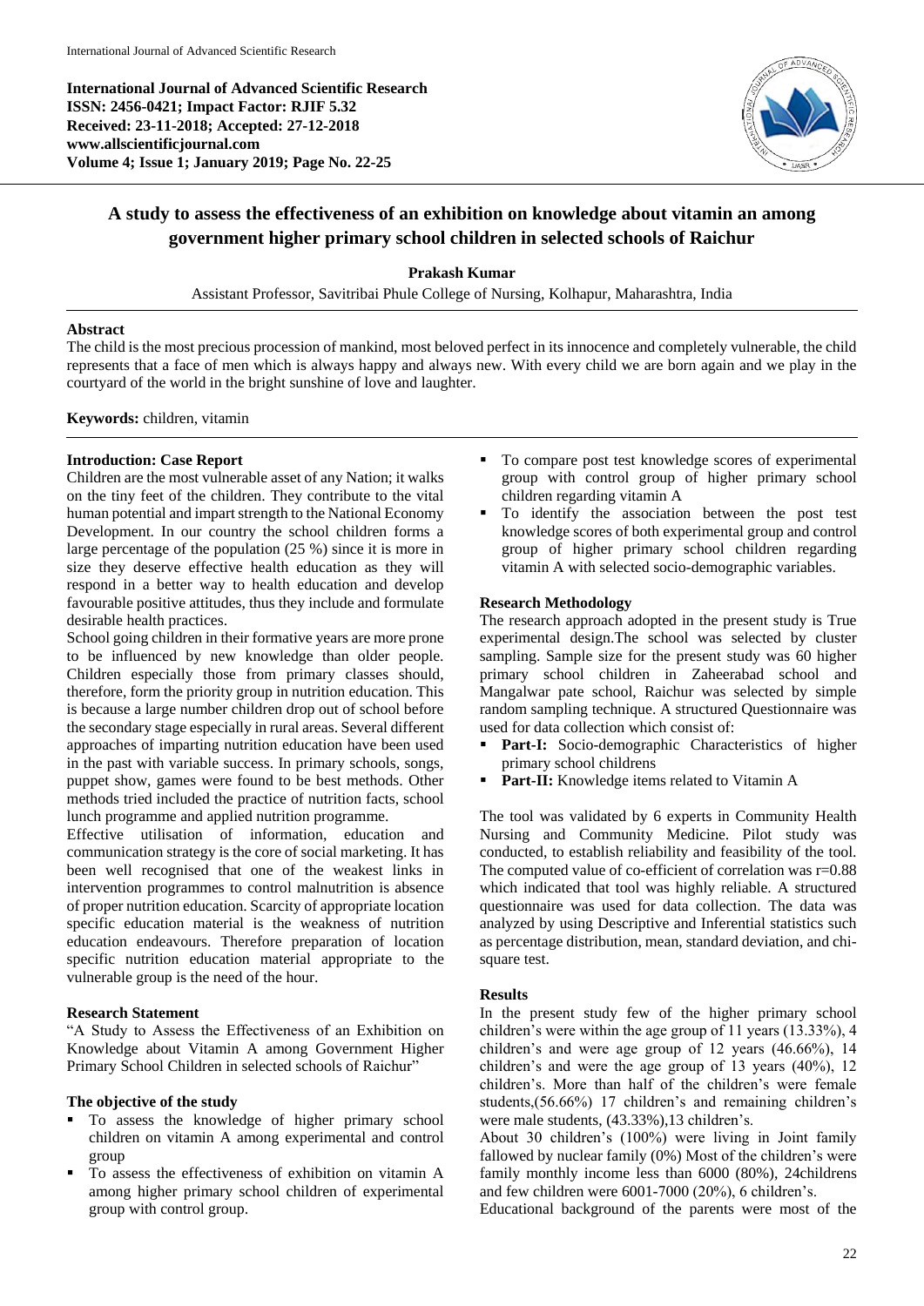International Journal of Advanced Scientific Research
ISSN: 2456-0421; Impact Factor: RJIF 5.32
Received: 23-11-2018; Accepted: 27-12-2018
www.allscientificjournal.com
Volume 4; Issue 1; January 2019; Page No. 22-25

# A study to assess the effectiveness of an exhibition on knowledge about vitamin an among government higher primary school children in selected schools of Raichur

**Prakash Kumar**

Assistant Professor, Savitribai Phule College of Nursing, Kolhapur, Maharashtra, India

**Abstract**

The child is the most precious procession of mankind, most beloved perfect in its innocence and completely vulnerable, the child represents that a face of men which is always happy and always new. With every child we are born again and we play in the courtyard of the world in the bright sunshine of love and laughter.

**Keywords:** children, vitamin

**Introduction: Case Report**

Children are the most vulnerable asset of any Nation; it walks on the tiny feet of the children. They contribute to the vital human potential and impart strength to the National Economy Development. In our country the school children forms a large percentage of the population (25 %) since it is more in size they deserve effective health education as they will respond in a better way to health education and develop favourable positive attitudes, thus they include and formulate desirable health practices.

School going children in their formative years are more prone to be influenced by new knowledge than older people. Children especially those from primary classes should, therefore, form the priority group in nutrition education. This is because a large number children drop out of school before the secondary stage especially in rural areas. Several different approaches of imparting nutrition education have been used in the past with variable success. In primary schools, songs, puppet show, games were found to be best methods. Other methods tried included the practice of nutrition facts, school lunch programme and applied nutrition programme.

Effective utilisation of information, education and communication strategy is the core of social marketing. It has been well recognised that one of the weakest links in intervention programmes to control malnutrition is absence of proper nutrition education. Scarcity of appropriate location specific education material is the weakness of nutrition education endeavours. Therefore preparation of location specific nutrition education material appropriate to the vulnerable group is the need of the hour.

**Research Statement**

"A Study to Assess the Effectiveness of an Exhibition on Knowledge about Vitamin A among Government Higher Primary School Children in selected schools of Raichur"

**The objective of the study**

- To assess the knowledge of higher primary school children on vitamin A among experimental and control group
- To assess the effectiveness of exhibition on vitamin A among higher primary school children of experimental group with control group.
- To compare post test knowledge scores of experimental group with control group of higher primary school children regarding vitamin A
- To identify the association between the post test knowledge scores of both experimental group and control group of higher primary school children regarding vitamin A with selected socio-demographic variables.

**Research Methodology**

The research approach adopted in the present study is True experimental design.The school was selected by cluster sampling. Sample size for the present study was 60 higher primary school children in Zaheerabad school and Mangalwar pate school, Raichur was selected by simple random sampling technique. A structured Questionnaire was used for data collection which consist of:

- **Part-I:** Socio-demographic Characteristics of higher primary school childrens
- **Part-II:** Knowledge items related to Vitamin A

The tool was validated by 6 experts in Community Health Nursing and Community Medicine. Pilot study was conducted, to establish reliability and feasibility of the tool. The computed value of co-efficient of correlation was r=0.88 which indicated that tool was highly reliable. A structured questionnaire was used for data collection. The data was analyzed by using Descriptive and Inferential statistics such as percentage distribution, mean, standard deviation, and chi-square test.

**Results**

In the present study few of the higher primary school children's were within the age group of 11 years (13.33%), 4 children's and were age group of 12 years (46.66%), 14 children's and were the age group of 13 years (40%), 12 children's. More than half of the children's were female students,(56.66%) 17 children's and remaining children's were male students, (43.33%),13 children's.

About 30 children's (100%) were living in Joint family fallowed by nuclear family (0%) Most of the children's were family monthly income less than 6000 (80%), 24childrens and few children were 6001-7000 (20%), 6 children's.

Educational background of the parents were most of the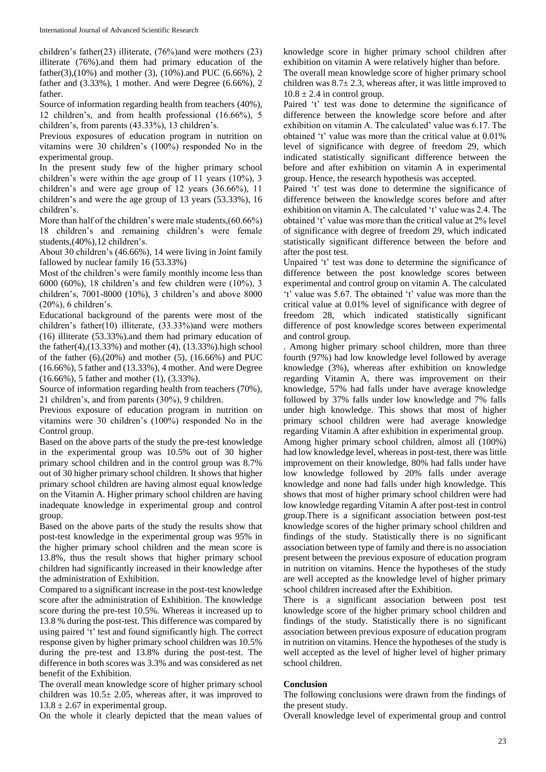children's father(23) illiterate, (76%)and were mothers (23) illiterate (76%).and them had primary education of the father(3),(10%) and mother (3), (10%).and PUC (6.66%), 2 father and (3.33%), 1 mother. And were Degree (6.66%), 2 father.

Source of information regarding health from teachers (40%), 12 children's, and from health professional (16.66%), 5 children's, from parents (43.33%), 13 children's.

Previous exposures of education program in nutrition on vitamins were 30 children's (100%) responded No in the experimental group.

In the present study few of the higher primary school children's were within the age group of 11 years (10%), 3 children's and were age group of 12 years (36.66%), 11 children's and were the age group of 13 years (53.33%), 16 children's.

More than half of the children's were male students,(60.66%) 18 children's and remaining children's were female students,(40%),12 children's.

About 30 children's (46.66%), 14 were living in Joint family fallowed by nuclear family 16 (53.33%)

Most of the children's were family monthly income less than 6000 (60%), 18 children's and few children were (10%), 3 children's, 7001-8000 (10%), 3 children's and above 8000 (20%), 6 children's.

Educational background of the parents were most of the children's father(10) illiterate, (33.33%)and were mothers (16) illiterate (53.33%).and them had primary education of the father(4),(13.33%) and mother (4), (13.33%).high school of the father (6),(20%) and mother (5), (16.66%) and PUC (16.66%), 5 father and (13.33%), 4 mother. And were Degree (16.66%), 5 father and mother (1), (3.33%).

Source of information regarding health from teachers (70%), 21 children's, and from parents (30%), 9 children.

Previous exposure of education program in nutrition on vitamins were 30 children's (100%) responded No in the Control group.

Based on the above parts of the study the pre-test knowledge in the experimental group was 10.5% out of 30 higher primary school children and in the control group was 8.7% out of 30 higher primary school children. It shows that higher primary school children are having almost equal knowledge on the Vitamin A. Higher primary school children are having inadequate knowledge in experimental group and control group.

Based on the above parts of the study the results show that post-test knowledge in the experimental group was 95% in the higher primary school children and the mean score is 13.8%, thus the result shows that higher primary school children had significantly increased in their knowledge after the administration of Exhibition.

Compared to a significant increase in the post-test knowledge score after the administration of Exhibition. The knowledge score during the pre-test 10.5%. Whereas it increased up to 13.8 % during the post-test. This difference was compared by using paired 't' test and found significantly high. The correct response given by higher primary school children was 10.5% during the pre-test and 13.8% during the post-test. The difference in both scores was 3.3% and was considered as net benefit of the Exhibition.

The overall mean knowledge score of higher primary school children was $10.5\pm 2.05$, whereas after, it was improved to $13.8 \pm 2.67$ in experimental group.

On the whole it clearly depicted that the mean values of knowledge score in higher primary school children after exhibition on vitamin A were relatively higher than before.

The overall mean knowledge score of higher primary school children was $8.7\pm 2.3$, whereas after, it was little improved to $10.8 \pm 2.4$ in control group.

Paired 't' test was done to determine the significance of difference between the knowledge score before and after exhibition on vitamin A. The calculated' value was 6.17. The obtained 't' value was more than the critical value at 0.01% level of significance with degree of freedom 29, which indicated statistically significant difference between the before and after exhibition on vitamin A in experimental group. Hence, the research hypothesis was accepted.

Paired 't' test was done to determine the significance of difference between the knowledge scores before and after exhibition on vitamin A. The calculated 't' value was 2.4. The obtained 't' value was more than the critical value at 2% level of significance with degree of freedom 29, which indicated statistically significant difference between the before and after the post test.

Unpaired 't' test was done to determine the significance of difference between the post knowledge scores between experimental and control group on vitamin A. The calculated 't' value was 5.67. The obtained 't' value was more than the critical value at 0.01% level of significance with degree of freedom 28, which indicated statistically significant difference of post knowledge scores between experimental and control group.

. Among higher primary school children, more than three fourth (97%) had low knowledge level followed by average knowledge (3%), whereas after exhibition on knowledge regarding Vitamin A, there was improvement on their knowledge, 57% had falls under have average knowledge followed by 37% falls under low knowledge and 7% falls under high knowledge. This shows that most of higher primary school children were had average knowledge regarding Vitamin A after exhibition in experimental group.

Among higher primary school children, almost all (100%) had low knowledge level, whereas in post-test, there was little improvement on their knowledge, 80% had falls under have low knowledge followed by 20% falls under average knowledge and none had falls under high knowledge. This shows that most of higher primary school children were had low knowledge regarding Vitamin A after post-test in control group.There is a significant association between post-test knowledge scores of the higher primary school children and findings of the study. Statistically there is no significant association between type of family and there is no association present between the previous exposure of education program in nutrition on vitamins. Hence the hypotheses of the study are well accepted as the knowledge level of higher primary school children increased after the Exhibition.

There is a significant association between post test knowledge score of the higher primary school children and findings of the study. Statistically there is no significant association between previous exposure of education program in nutrition on vitamins. Hence the hypotheses of the study is well accepted as the level of higher level of higher primary school children.

## Conclusion

The following conclusions were drawn from the findings of the present study.

Overall knowledge level of experimental group and control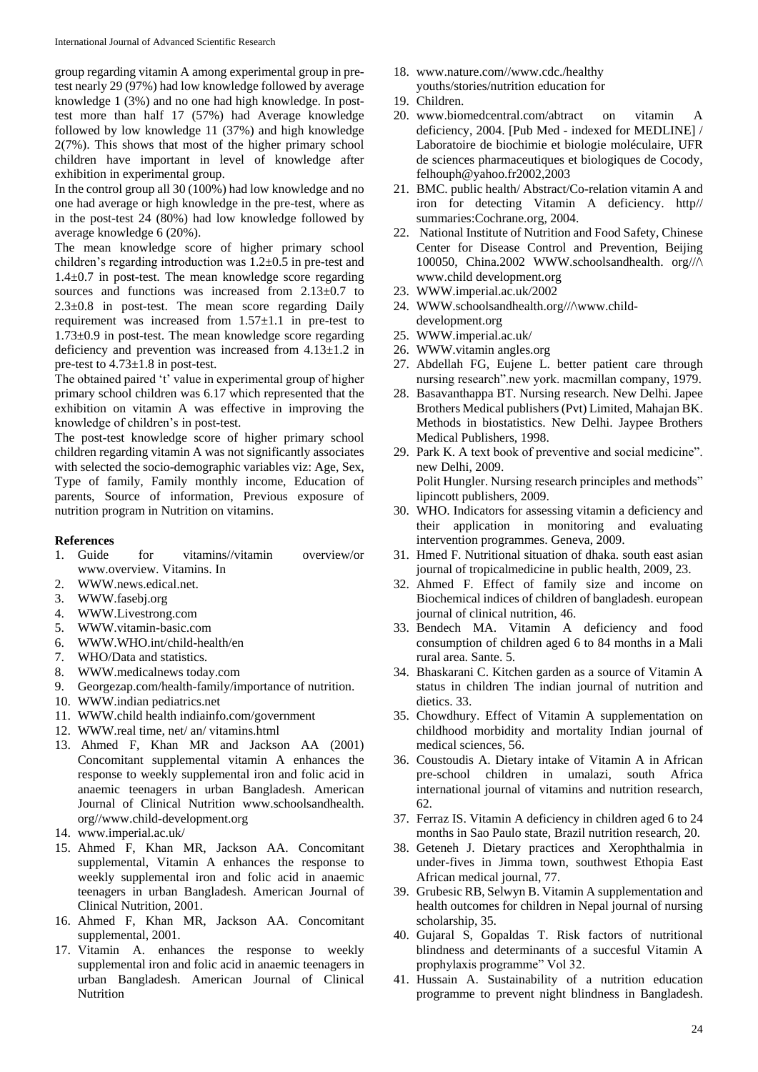group regarding vitamin A among experimental group in pre-test nearly 29 (97%) had low knowledge followed by average knowledge 1 (3%) and no one had high knowledge. In post-test more than half 17 (57%) had Average knowledge followed by low knowledge 11 (37%) and high knowledge 2(7%). This shows that most of the higher primary school children have important in level of knowledge after exhibition in experimental group.

In the control group all 30 (100%) had low knowledge and no one had average or high knowledge in the pre-test, where as in the post-test 24 (80%) had low knowledge followed by average knowledge 6 (20%).

The mean knowledge score of higher primary school children's regarding introduction was 1.2±0.5 in pre-test and 1.4±0.7 in post-test. The mean knowledge score regarding sources and functions was increased from 2.13±0.7 to 2.3±0.8 in post-test. The mean score regarding Daily requirement was increased from 1.57±1.1 in pre-test to 1.73±0.9 in post-test. The mean knowledge score regarding deficiency and prevention was increased from 4.13±1.2 in pre-test to 4.73±1.8 in post-test.

The obtained paired 't' value in experimental group of higher primary school children was 6.17 which represented that the exhibition on vitamin A was effective in improving the knowledge of children's in post-test.

The post-test knowledge score of higher primary school children regarding vitamin A was not significantly associates with selected the socio-demographic variables viz: Age, Sex, Type of family, Family monthly income, Education of parents, Source of information, Previous exposure of nutrition program in Nutrition on vitamins.

## References

1. Guide for vitamins//vitamin overview/or www.overview. Vitamins. In
2. WWW.news.edical.net.
3. WWW.fasebj.org
4. WWW.Livestrong.com
5. WWW.vitamin-basic.com
6. WWW.WHO.int/child-health/en
7. WHO/Data and statistics.
8. WWW.medicalnews today.com
9. Georgezap.com/health-family/importance of nutrition.
10. WWW.indian pediatrics.net
11. WWW.child health indiainfo.com/government
12. WWW.real time, net/ an/ vitamins.html
13. Ahmed F, Khan MR and Jackson AA (2001) Concomitant supplemental vitamin A enhances the response to weekly supplemental iron and folic acid in anaemic teenagers in urban Bangladesh. American Journal of Clinical Nutrition www.schoolsandhealth. org//www.child-development.org
14. www.imperial.ac.uk/
15. Ahmed F, Khan MR, Jackson AA. Concomitant supplemental, Vitamin A enhances the response to weekly supplemental iron and folic acid in anaemic teenagers in urban Bangladesh. American Journal of Clinical Nutrition, 2001.
16. Ahmed F, Khan MR, Jackson AA. Concomitant supplemental, 2001.
17. Vitamin A. enhances the response to weekly supplemental iron and folic acid in anaemic teenagers in urban Bangladesh. American Journal of Clinical Nutrition
18. www.nature.com//www.cdc./healthy youths/stories/nutrition education for
19. Children.
20. www.biomedcentral.com/abtract on vitamin A deficiency, 2004. [Pub Med - indexed for MEDLINE] / Laboratoire de biochimie et biologie moléculaire, UFR de sciences pharmaceutiques et biologiques de Cocody, felhouph@yahoo.fr2002,2003
21. BMC. public health/ Abstract/Co-relation vitamin A and iron for detecting Vitamin A deficiency. http// summaries:Cochrane.org, 2004.
22. National Institute of Nutrition and Food Safety, Chinese Center for Disease Control and Prevention, Beijing 100050, China.2002 WWW.schoolsandhealth. org///\ www.child development.org
23. WWW.imperial.ac.uk/2002
24. WWW.schoolsandhealth.org///\www.child-development.org
25. WWW.imperial.ac.uk/
26. WWW.vitamin angles.org
27. Abdellah FG, Eujene L. better patient care through nursing research".new york. macmillan company, 1979.
28. Basavanthappa BT. Nursing research. New Delhi. Japee Brothers Medical publishers (Pvt) Limited, Mahajan BK. Methods in biostatistics. New Delhi. Jaypee Brothers Medical Publishers, 1998.
29. Park K. A text book of preventive and social medicine". new Delhi, 2009.
   Polit Hungler. Nursing research principles and methods" lipincott publishers, 2009.
30. WHO. Indicators for assessing vitamin a deficiency and their application in monitoring and evaluating intervention programmes. Geneva, 2009.
31. Hmed F. Nutritional situation of dhaka. south east asian journal of tropicalmedicine in public health, 2009, 23.
32. Ahmed F. Effect of family size and income on Biochemical indices of children of bangladesh. european journal of clinical nutrition, 46.
33. Bendech MA. Vitamin A deficiency and food consumption of children aged 6 to 84 months in a Mali rural area. Sante. 5.
34. Bhaskarani C. Kitchen garden as a source of Vitamin A status in children The indian journal of nutrition and dietics. 33.
35. Chowdhury. Effect of Vitamin A supplementation on childhood morbidity and mortality Indian journal of medical sciences, 56.
36. Coustoudis A. Dietary intake of Vitamin A in African pre-school children in umalazi, south Africa international journal of vitamins and nutrition research, 62.
37. Ferraz IS. Vitamin A deficiency in children aged 6 to 24 months in Sao Paulo state, Brazil nutrition research, 20.
38. Geteneh J. Dietary practices and Xerophthalmia in under-fives in Jimma town, southwest Ethopia East African medical journal, 77.
39. Grubesic RB, Selwyn B. Vitamin A supplementation and health outcomes for children in Nepal journal of nursing scholarship, 35.
40. Gujaral S, Gopaldas T. Risk factors of nutritional blindness and determinants of a succesful Vitamin A prophylaxis programme" Vol 32.
41. Hussain A. Sustainability of a nutrition education programme to prevent night blindness in Bangladesh.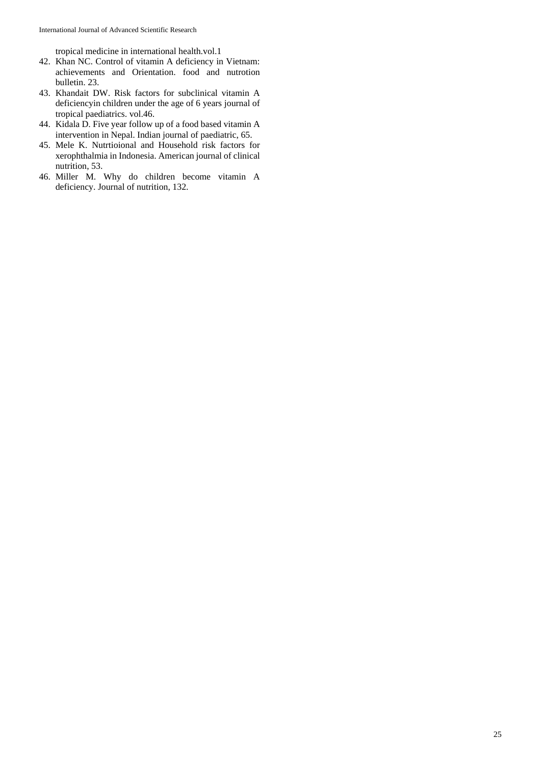tropical medicine in international health.vol.1

42. Khan NC. Control of vitamin A deficiency in Vietnam: achievements and Orientation. food and nutrotion bulletin. 23.
43. Khandait DW. Risk factors for subclinical vitamin A deficiencyin children under the age of 6 years journal of tropical paediatrics. vol.46.
44. Kidala D. Five year follow up of a food based vitamin A intervention in Nepal. Indian journal of paediatric, 65.
45. Mele K. Nutrtioional and Household risk factors for xerophthalmia in Indonesia. American journal of clinical nutrition, 53.
46. Miller M. Why do children become vitamin A deficiency. Journal of nutrition, 132.